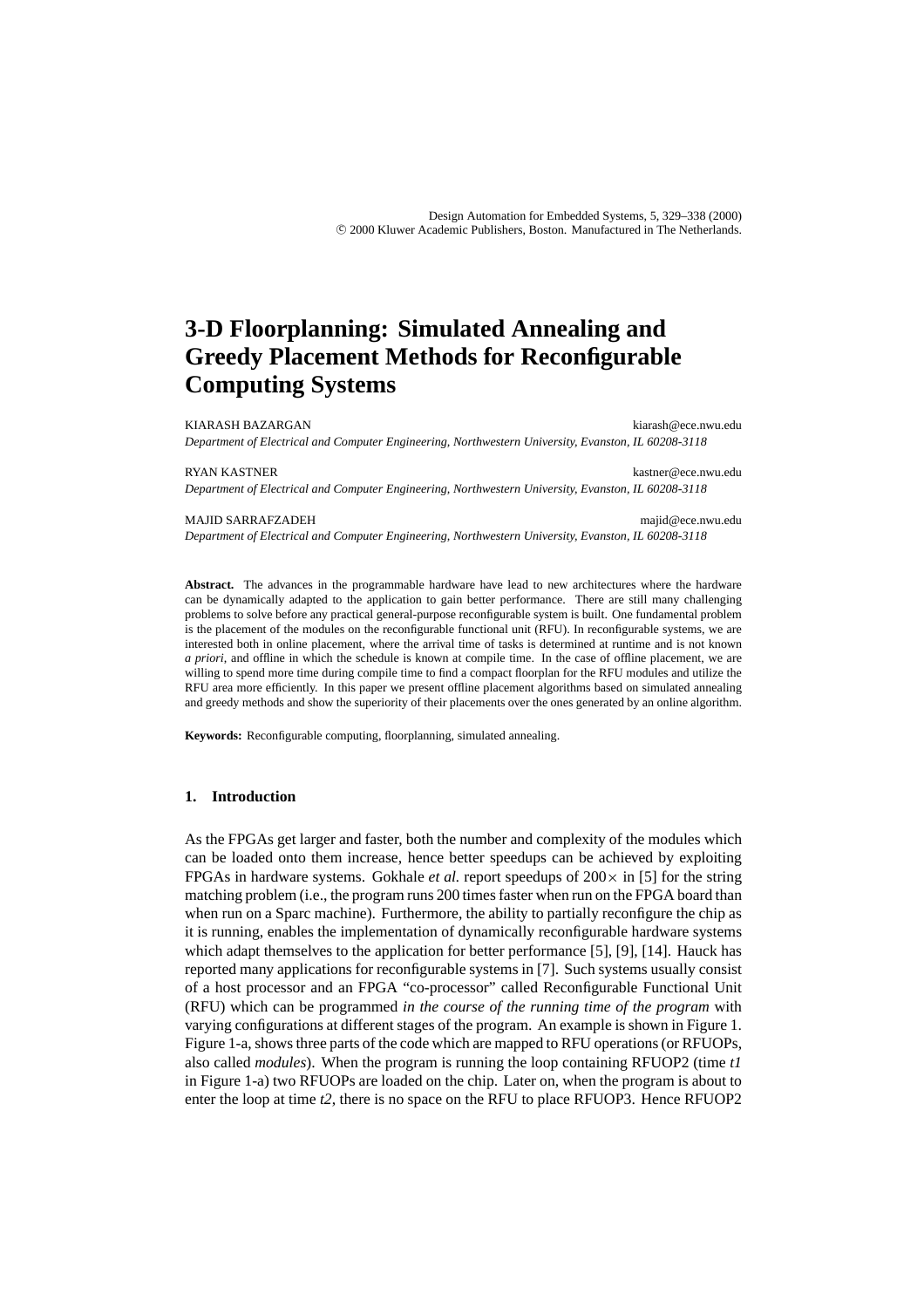# 3-D Floorplanning: Simulated Annealing and Greedy Placement Methods for Reconfigurable Computing Systems

KIARASH BAZARGAN kiarash@ece.nwu.edu
*Department of Electrical and Computer Engineering, Northwestern University, Evanston, IL 60208-3118*

RYAN KASTNER kastner@ece.nwu.edu
*Department of Electrical and Computer Engineering, Northwestern University, Evanston, IL 60208-3118*

MAJID SARRAFZADEH majid@ece.nwu.edu
*Department of Electrical and Computer Engineering, Northwestern University, Evanston, IL 60208-3118*

**Abstract.** The advances in the programmable hardware have lead to new architectures where the hardware can be dynamically adapted to the application to gain better performance. There are still many challenging problems to solve before any practical general-purpose reconfigurable system is built. One fundamental problem is the placement of the modules on the reconfigurable functional unit (RFU). In reconfigurable systems, we are interested both in online placement, where the arrival time of tasks is determined at runtime and is not known *a priori*, and offline in which the schedule is known at compile time. In the case of offline placement, we are willing to spend more time during compile time to find a compact floorplan for the RFU modules and utilize the RFU area more efficiently. In this paper we present offline placement algorithms based on simulated annealing and greedy methods and show the superiority of their placements over the ones generated by an online algorithm.

**Keywords:** Reconfigurable computing, floorplanning, simulated annealing.

## 1. Introduction

As the FPGAs get larger and faster, both the number and complexity of the modules which can be loaded onto them increase, hence better speedups can be achieved by exploiting FPGAs in hardware systems. Gokhale *et al.* report speedups of $200\times$ in [5] for the string matching problem (i.e., the program runs 200 times faster when run on the FPGA board than when run on a Sparc machine). Furthermore, the ability to partially reconfigure the chip as it is running, enables the implementation of dynamically reconfigurable hardware systems which adapt themselves to the application for better performance [5], [9], [14]. Hauck has reported many applications for reconfigurable systems in [7]. Such systems usually consist of a host processor and an FPGA "co-processor" called Reconfigurable Functional Unit (RFU) which can be programmed *in the course of the running time of the program* with varying configurations at different stages of the program. An example is shown in Figure 1. Figure 1-a, shows three parts of the code which are mapped to RFU operations (or RFUOPs, also called *modules*). When the program is running the loop containing RFUOP2 (time *t1* in Figure 1-a) two RFUOPs are loaded on the chip. Later on, when the program is about to enter the loop at time *t2*, there is no space on the RFU to place RFUOP3. Hence RFUOP2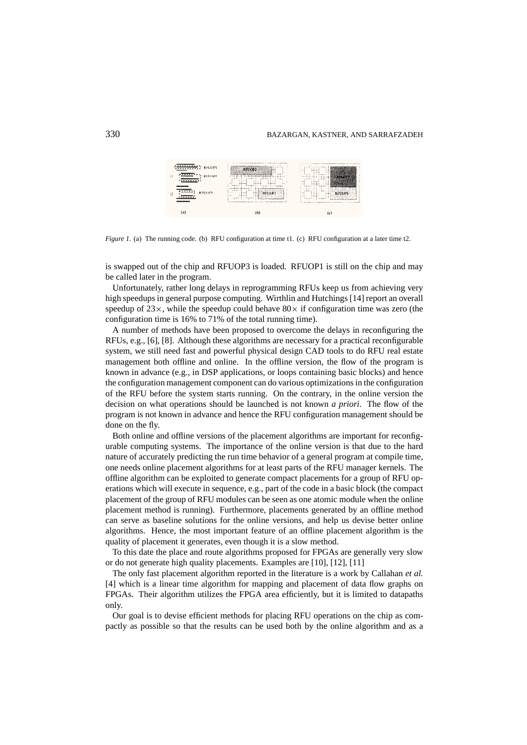*Figure 1.* (a) The running code. (b) RFU configuration at time t1. (c) RFU configuration at a later time t2.

is swapped out of the chip and RFUOP3 is loaded. RFUOP1 is still on the chip and may be called later in the program.

Unfortunately, rather long delays in reprogramming RFUs keep us from achieving very high speedups in general purpose computing. Wirthlin and Hutchings [14] report an overall speedup of $23\times$, while the speedup could behave $80\times$ if configuration time was zero (the configuration time is 16% to 71% of the total running time).

A number of methods have been proposed to overcome the delays in reconfiguring the RFUs, e.g., [6], [8]. Although these algorithms are necessary for a practical reconfigurable system, we still need fast and powerful physical design CAD tools to do RFU real estate management both offline and online. In the offline version, the flow of the program is known in advance (e.g., in DSP applications, or loops containing basic blocks) and hence the configuration management component can do various optimizations in the configuration of the RFU before the system starts running. On the contrary, in the online version the decision on what operations should be launched is not known *a priori*. The flow of the program is not known in advance and hence the RFU configuration management should be done on the fly.

Both online and offline versions of the placement algorithms are important for reconfigurable computing systems. The importance of the online version is that due to the hard nature of accurately predicting the run time behavior of a general program at compile time, one needs online placement algorithms for at least parts of the RFU manager kernels. The offline algorithm can be exploited to generate compact placements for a group of RFU operations which will execute in sequence, e.g., part of the code in a basic block (the compact placement of the group of RFU modules can be seen as one atomic module when the online placement method is running). Furthermore, placements generated by an offline method can serve as baseline solutions for the online versions, and help us devise better online algorithms. Hence, the most important feature of an offline placement algorithm is the quality of placement it generates, even though it is a slow method.

To this date the place and route algorithms proposed for FPGAs are generally very slow or do not generate high quality placements. Examples are [10], [12], [11]

The only fast placement algorithm reported in the literature is a work by Callahan *et al.* [4] which is a linear time algorithm for mapping and placement of data flow graphs on FPGAs. Their algorithm utilizes the FPGA area efficiently, but it is limited to datapaths only.

Our goal is to devise efficient methods for placing RFU operations on the chip as compactly as possible so that the results can be used both by the online algorithm and as a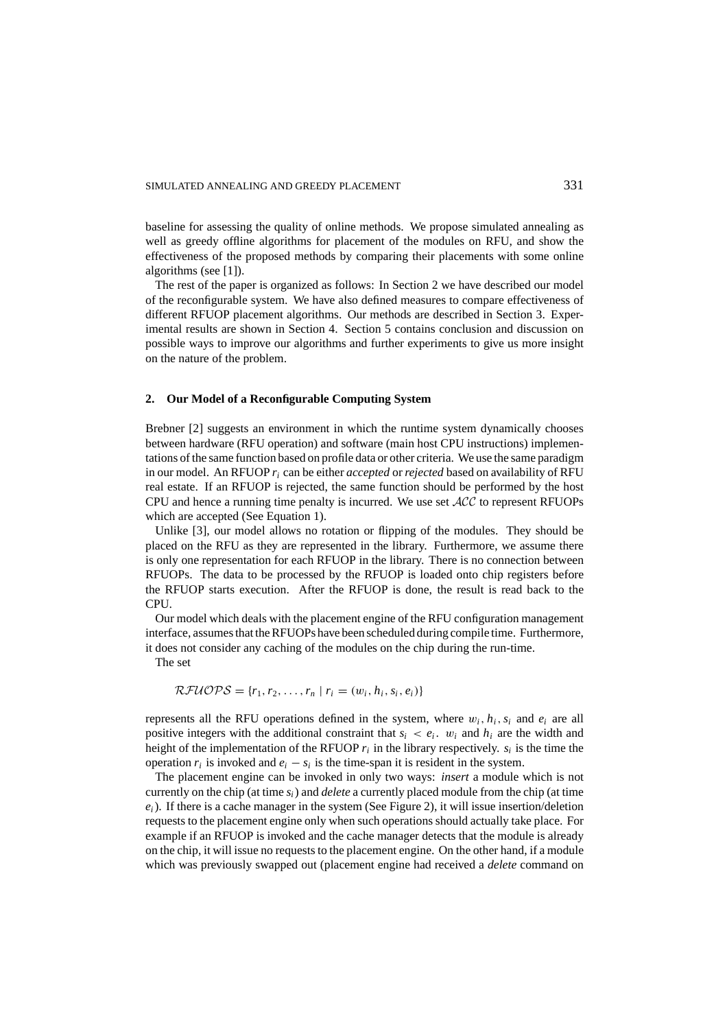baseline for assessing the quality of online methods. We propose simulated annealing as well as greedy offline algorithms for placement of the modules on RFU, and show the effectiveness of the proposed methods by comparing their placements with some online algorithms (see [1]).

The rest of the paper is organized as follows: In Section 2 we have described our model of the reconfigurable system. We have also defined measures to compare effectiveness of different RFUOP placement algorithms. Our methods are described in Section 3. Experimental results are shown in Section 4. Section 5 contains conclusion and discussion on possible ways to improve our algorithms and further experiments to give us more insight on the nature of the problem.

## 2. Our Model of a Reconfigurable Computing System

Brebner [2] suggests an environment in which the runtime system dynamically chooses between hardware (RFU operation) and software (main host CPU instructions) implementations of the same function based on profile data or other criteria. We use the same paradigm in our model. An RFUOP $r_i$ can be either *accepted* or *rejected* based on availability of RFU real estate. If an RFUOP is rejected, the same function should be performed by the host CPU and hence a running time penalty is incurred. We use set $\mathcal{ACC}$ to represent RFUOPs which are accepted (See Equation 1).

Unlike [3], our model allows no rotation or flipping of the modules. They should be placed on the RFU as they are represented in the library. Furthermore, we assume there is only one representation for each RFUOP in the library. There is no connection between RFUOPs. The data to be processed by the RFUOP is loaded onto chip registers before the RFUOP starts execution. After the RFUOP is done, the result is read back to the CPU.

Our model which deals with the placement engine of the RFU configuration management interface, assumes that the RFUOPs have been scheduled during compile time. Furthermore, it does not consider any caching of the modules on the chip during the run-time.

The set

$$\mathcal{RFUOPS} = \{r_1, r_2, \ldots, r_n \mid r_i = (w_i, h_i, s_i, e_i)\}$$

represents all the RFU operations defined in the system, where $w_i, h_i, s_i$ and $e_i$ are all positive integers with the additional constraint that $s_i < e_i$. $w_i$ and $h_i$ are the width and height of the implementation of the RFUOP $r_i$ in the library respectively. $s_i$ is the time the operation $r_i$ is invoked and $e_i - s_i$ is the time-span it is resident in the system.

The placement engine can be invoked in only two ways: *insert* a module which is not currently on the chip (at time $s_i$) and *delete* a currently placed module from the chip (at time $e_i$). If there is a cache manager in the system (See Figure 2), it will issue insertion/deletion requests to the placement engine only when such operations should actually take place. For example if an RFUOP is invoked and the cache manager detects that the module is already on the chip, it will issue no requests to the placement engine. On the other hand, if a module which was previously swapped out (placement engine had received a *delete* command on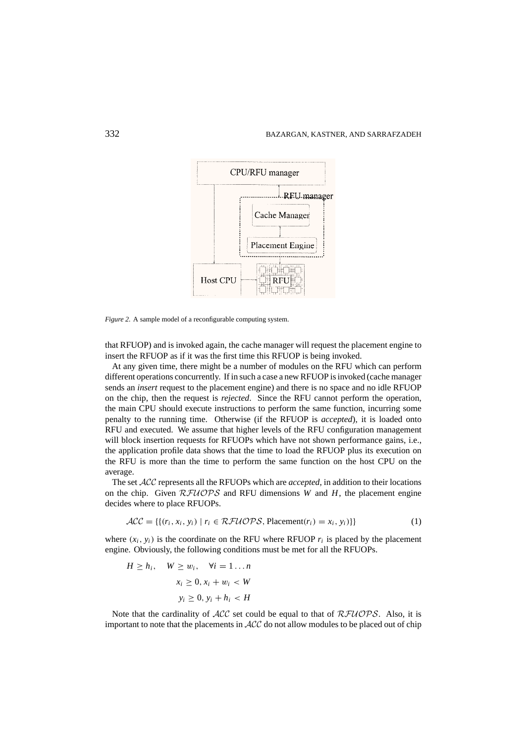*Figure 2*. A sample model of a reconfigurable computing system.

that RFUOP) and is invoked again, the cache manager will request the placement engine to insert the RFUOP as if it was the first time this RFUOP is being invoked.

At any given time, there might be a number of modules on the RFU which can perform different operations concurrently. If in such a case a new RFUOP is invoked (cache manager sends an *insert* request to the placement engine) and there is no space and no idle RFUOP on the chip, then the request is *rejected*. Since the RFU cannot perform the operation, the main CPU should execute instructions to perform the same function, incurring some penalty to the running time. Otherwise (if the RFUOP is *accepted*), it is loaded onto RFU and executed. We assume that higher levels of the RFU configuration management will block insertion requests for RFUOPs which have not shown performance gains, i.e., the application profile data shows that the time to load the RFUOP plus its execution on the RFU is more than the time to perform the same function on the host CPU on the average.

The set $\mathcal{ACC}$ represents all the RFUOPs which are *accepted*, in addition to their locations on the chip. Given $\mathcal{RFUOPS}$ and RFU dimensions $W$ and $H$, the placement engine decides where to place RFUOPs.

$$\mathcal{ACC} = \{\{(r_i, x_i, y_i) \mid r_i \in \mathcal{RFUOPS}, \text{Placement}(r_i) = x_i, y_i)\}\} \tag{1}$$

where $(x_i, y_i)$ is the coordinate on the RFU where RFUOP $r_i$ is placed by the placement engine. Obviously, the following conditions must be met for all the RFUOPs.

$$H \geq h_i, \quad W \geq w_i, \quad \forall i = 1 \ldots n$$
$$x_i \geq 0, x_i + w_i < W$$
$$y_i \geq 0, y_i + h_i < H$$

Note that the cardinality of $\mathcal{ACC}$ set could be equal to that of $\mathcal{RFUOPS}$. Also, it is important to note that the placements in $\mathcal{ACC}$ do not allow modules to be placed out of chip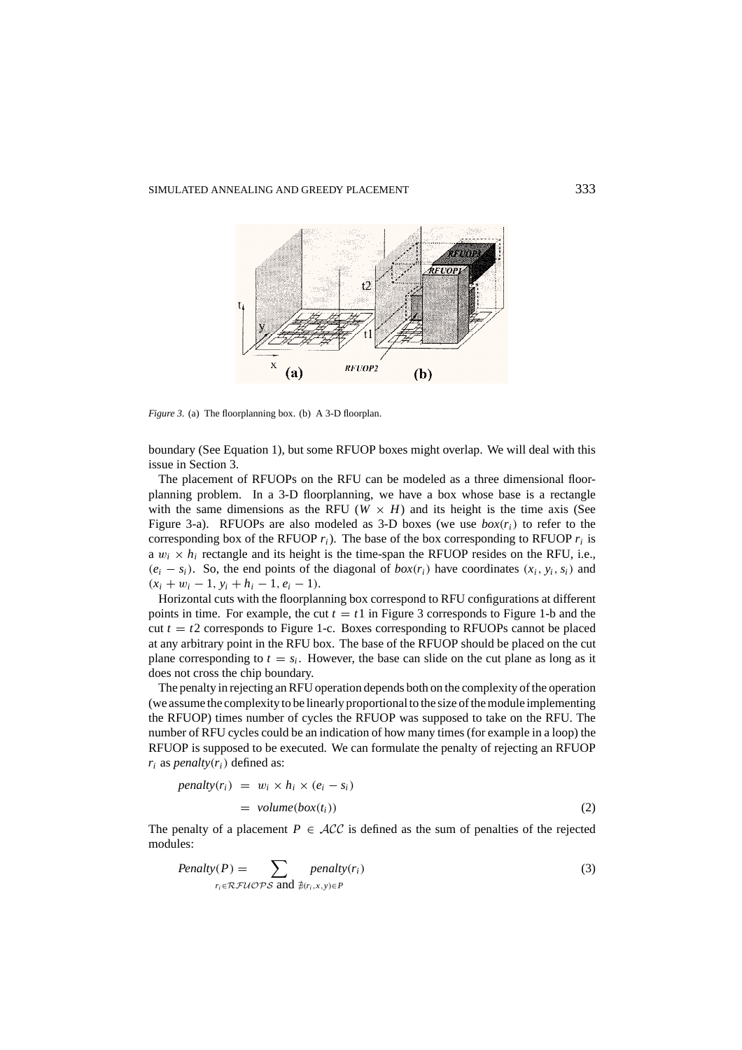*Figure 3.* (a) The floorplanning box. (b) A 3-D floorplan.

boundary (See Equation 1), but some RFUOP boxes might overlap. We will deal with this issue in Section 3.

The placement of RFUOPs on the RFU can be modeled as a three dimensional floorplanning problem. In a 3-D floorplanning, we have a box whose base is a rectangle with the same dimensions as the RFU ($W \times H$) and its height is the time axis (See Figure 3-a). RFUOPs are also modeled as 3-D boxes (we use $box(r_i)$ to refer to the corresponding box of the RFUOP $r_i$). The base of the box corresponding to RFUOP $r_i$ is a $w_i \times h_i$ rectangle and its height is the time-span the RFUOP resides on the RFU, i.e., $(e_i - s_i)$. So, the end points of the diagonal of $box(r_i)$ have coordinates $(x_i, y_i, s_i)$ and $(x_i + w_i - 1, y_i + h_i - 1, e_i - 1)$.

Horizontal cuts with the floorplanning box correspond to RFU configurations at different points in time. For example, the cut $t = t1$ in Figure 3 corresponds to Figure 1-b and the cut $t = t2$ corresponds to Figure 1-c. Boxes corresponding to RFUOPs cannot be placed at any arbitrary point in the RFU box. The base of the RFUOP should be placed on the cut plane corresponding to $t = s_i$. However, the base can slide on the cut plane as long as it does not cross the chip boundary.

The penalty in rejecting an RFU operation depends both on the complexity of the operation (we assume the complexity to be linearly proportional to the size of the module implementing the RFUOP) times number of cycles the RFUOP was supposed to take on the RFU. The number of RFU cycles could be an indication of how many times (for example in a loop) the RFUOP is supposed to be executed. We can formulate the penalty of rejecting an RFUOP $r_i$ as $penalty(r_i)$ defined as:

$$
\begin{aligned}
penalty(r_i) &= w_i \times h_i \times (e_i - s_i) \\
&= volume(box(t_i))
\end{aligned}
\tag{2}
$$

The penalty of a placement $P \in \mathcal{ACC}$ is defined as the sum of penalties of the rejected modules:

$$
Penalty(P) = \sum_{r_i \in \mathcal{RFUOPS} \text{ and } \nexists (r_i, x, y) \in P} penalty(r_i) \tag{3}
$$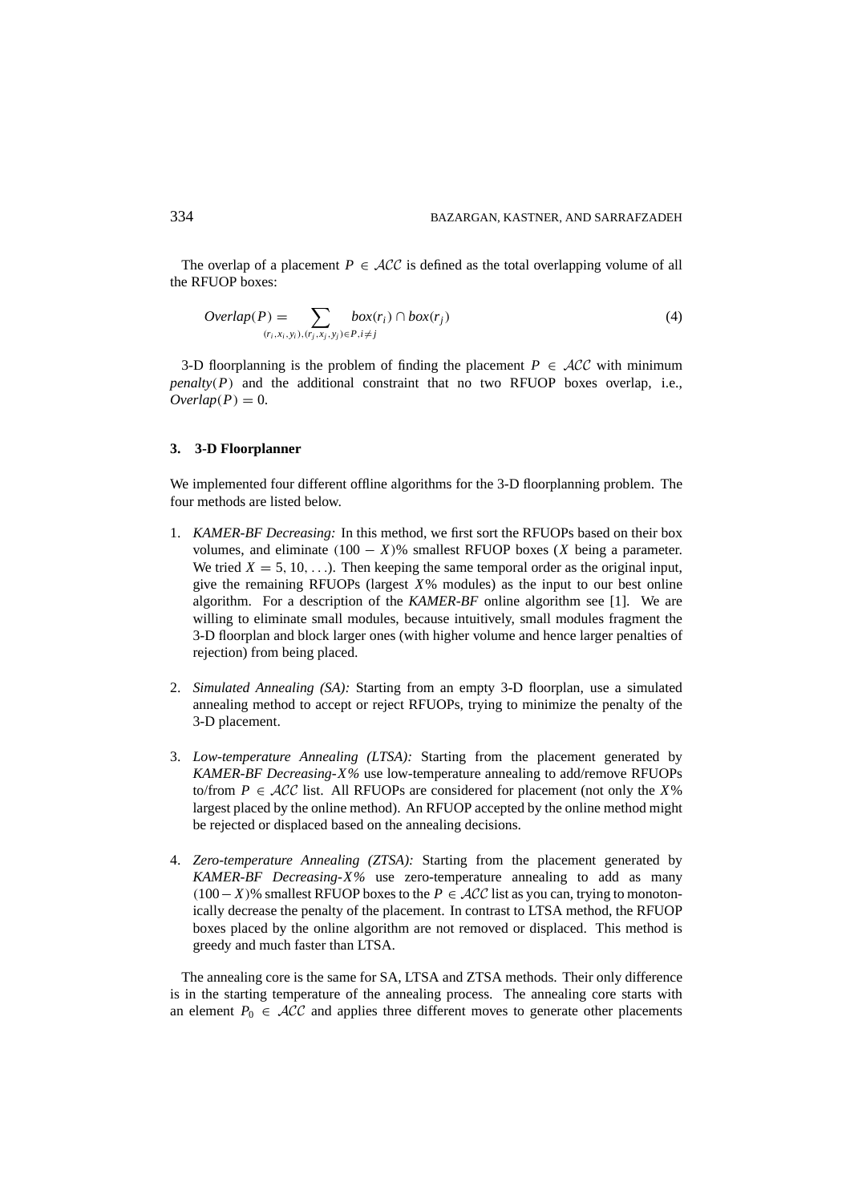The overlap of a placement $P \in \mathcal{ACC}$ is defined as the total overlapping volume of all the RFUOP boxes:

$$Overlap(P) = \sum_{(r_i,x_i,y_i),(r_j,x_j,y_j) \in P, i \neq j} box(r_i) \cap box(r_j) \tag{4}$$

3-D floorplanning is the problem of finding the placement $P \in \mathcal{ACC}$ with minimum $penalty(P)$ and the additional constraint that no two RFUOP boxes overlap, i.e., $Overlap(P) = 0$.

## 3. 3-D Floorplanner

We implemented four different offline algorithms for the 3-D floorplanning problem. The four methods are listed below.

1. *KAMER-BF Decreasing:* In this method, we first sort the RFUOPs based on their box volumes, and eliminate $(100 - X)$% smallest RFUOP boxes ($X$ being a parameter. We tried $X = 5, 10, \ldots$). Then keeping the same temporal order as the original input, give the remaining RFUOPs (largest $X$% modules) as the input to our best online algorithm. For a description of the *KAMER-BF* online algorithm see [1]. We are willing to eliminate small modules, because intuitively, small modules fragment the 3-D floorplan and block larger ones (with higher volume and hence larger penalties of rejection) from being placed.

2. *Simulated Annealing (SA):* Starting from an empty 3-D floorplan, use a simulated annealing method to accept or reject RFUOPs, trying to minimize the penalty of the 3-D placement.

3. *Low-temperature Annealing (LTSA):* Starting from the placement generated by *KAMER-BF Decreasing-$X$%* use low-temperature annealing to add/remove RFUOPs to/from $P \in \mathcal{ACC}$ list. All RFUOPs are considered for placement (not only the $X$% largest placed by the online method). An RFUOP accepted by the online method might be rejected or displaced based on the annealing decisions.

4. *Zero-temperature Annealing (ZTSA):* Starting from the placement generated by *KAMER-BF Decreasing-$X$%* use zero-temperature annealing to add as many $(100 - X)$% smallest RFUOP boxes to the $P \in \mathcal{ACC}$ list as you can, trying to monotonically decrease the penalty of the placement. In contrast to LTSA method, the RFUOP boxes placed by the online algorithm are not removed or displaced. This method is greedy and much faster than LTSA.

The annealing core is the same for SA, LTSA and ZTSA methods. Their only difference is in the starting temperature of the annealing process. The annealing core starts with an element $P_0 \in \mathcal{ACC}$ and applies three different moves to generate other placements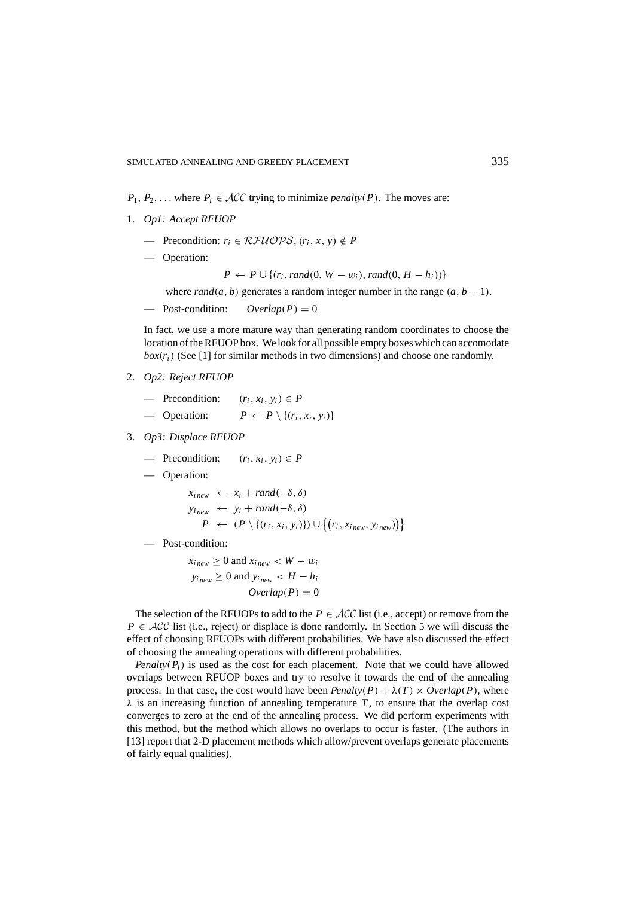$P_1, P_2, \ldots$ where $P_i \in \mathcal{ACC}$ trying to minimize *penalty*$(P)$. The moves are:

1. *Op1: Accept RFUOP*

   — Precondition: $r_i \in \mathcal{RFUOPS}$, $(r_i, x, y) \notin P$

   — Operation:

   $$P \leftarrow P \cup \{(r_i, rand(0, W - w_i), rand(0, H - h_i))\}$$

   where $rand(a, b)$ generates a random integer number in the range $(a, b - 1)$.

   — Post-condition: $\quad Overlap(P) = 0$

   In fact, we use a more mature way than generating random coordinates to choose the location of the RFUOP box. We look for all possible empty boxes which can accomodate $box(r_i)$ (See [1] for similar methods in two dimensions) and choose one randomly.

2. *Op2: Reject RFUOP*

   — Precondition: $\quad (r_i, x_i, y_i) \in P$

   — Operation: $\quad P \leftarrow P \setminus \{(r_i, x_i, y_i)\}$

3. *Op3: Displace RFUOP*

   — Precondition: $\quad (r_i, x_i, y_i) \in P$

   — Operation:

   $$\begin{aligned} x_{i\,new} &\leftarrow x_i + rand(-\delta, \delta) \\ y_{i\,new} &\leftarrow y_i + rand(-\delta, \delta) \\ P &\leftarrow (P \setminus \{(r_i, x_i, y_i)\}) \cup \{(r_i, x_{i\,new}, y_{i\,new})\} \end{aligned}$$

   — Post-condition:

   $$\begin{aligned} x_{i\,new} \geq 0 &\text{ and } x_{i\,new} < W - w_i \\ y_{i\,new} \geq 0 &\text{ and } y_{i\,new} < H - h_i \\ Overlap(P) &= 0 \end{aligned}$$

The selection of the RFUOPs to add to the $P \in \mathcal{ACC}$ list (i.e., accept) or remove from the $P \in \mathcal{ACC}$ list (i.e., reject) or displace is done randomly. In Section 5 we will discuss the effect of choosing RFUOPs with different probabilities. We have also discussed the effect of choosing the annealing operations with different probabilities.

*Penalty*$(P_i)$ is used as the cost for each placement. Note that we could have allowed overlaps between RFUOP boxes and try to resolve it towards the end of the annealing process. In that case, the cost would have been $Penalty(P) + \lambda(T) \times Overlap(P)$, where $\lambda$ is an increasing function of annealing temperature $T$, to ensure that the overlap cost converges to zero at the end of the annealing process. We did perform experiments with this method, but the method which allows no overlaps to occur is faster. (The authors in [13] report that 2-D placement methods which allow/prevent overlaps generate placements of fairly equal qualities).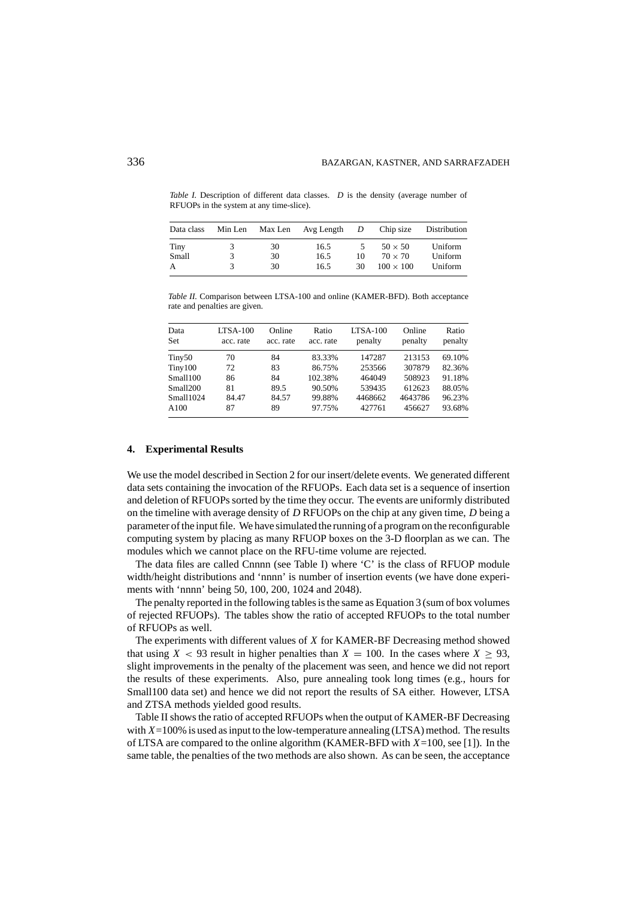*Table I.* Description of different data classes. $D$ is the density (average number of RFUOPs in the system at any time-slice).

| Data class | Min Len | Max Len | Avg Length | $D$ | Chip size | Distribution |
|---|---|---|---|---|---|---|
| Tiny | 3 | 30 | 16.5 | 5 | $50 \times 50$ | Uniform |
| Small | 3 | 30 | 16.5 | 10 | $70 \times 70$ | Uniform |
| A | 3 | 30 | 16.5 | 30 | $100 \times 100$ | Uniform |

*Table II.* Comparison between LTSA-100 and online (KAMER-BFD). Both acceptance rate and penalties are given.

| Data Set | LTSA-100 acc. rate | Online acc. rate | Ratio acc. rate | LTSA-100 penalty | Online penalty | Ratio penalty |
|---|---|---|---|---|---|---|
| Tiny50 | 70 | 84 | 83.33% | 147287 | 213153 | 69.10% |
| Tiny100 | 72 | 83 | 86.75% | 253566 | 307879 | 82.36% |
| Small100 | 86 | 84 | 102.38% | 464049 | 508923 | 91.18% |
| Small200 | 81 | 89.5 | 90.50% | 539435 | 612623 | 88.05% |
| Small1024 | 84.47 | 84.57 | 99.88% | 4468662 | 4643786 | 96.23% |
| A100 | 87 | 89 | 97.75% | 427761 | 456627 | 93.68% |

## 4. Experimental Results

We use the model described in Section 2 for our insert/delete events. We generated different data sets containing the invocation of the RFUOPs. Each data set is a sequence of insertion and deletion of RFUOPs sorted by the time they occur. The events are uniformly distributed on the timeline with average density of $D$ RFUOPs on the chip at any given time, $D$ being a parameter of the input file. We have simulated the running of a program on the reconfigurable computing system by placing as many RFUOP boxes on the 3-D floorplan as we can. The modules which we cannot place on the RFU-time volume are rejected.

The data files are called Cnnnn (see Table I) where 'C' is the class of RFUOP module width/height distributions and 'nnnn' is number of insertion events (we have done experiments with 'nnnn' being 50, 100, 200, 1024 and 2048).

The penalty reported in the following tables is the same as Equation 3 (sum of box volumes of rejected RFUOPs). The tables show the ratio of accepted RFUOPs to the total number of RFUOPs as well.

The experiments with different values of $X$ for KAMER-BF Decreasing method showed that using $X < 93$ result in higher penalties than $X = 100$. In the cases where $X \geq 93$, slight improvements in the penalty of the placement was seen, and hence we did not report the results of these experiments. Also, pure annealing took long times (e.g., hours for Small100 data set) and hence we did not report the results of SA either. However, LTSA and ZTSA methods yielded good results.

Table II shows the ratio of accepted RFUOPs when the output of KAMER-BF Decreasing with $X$=100% is used as input to the low-temperature annealing (LTSA) method. The results of LTSA are compared to the online algorithm (KAMER-BFD with $X$=100, see [1]). In the same table, the penalties of the two methods are also shown. As can be seen, the acceptance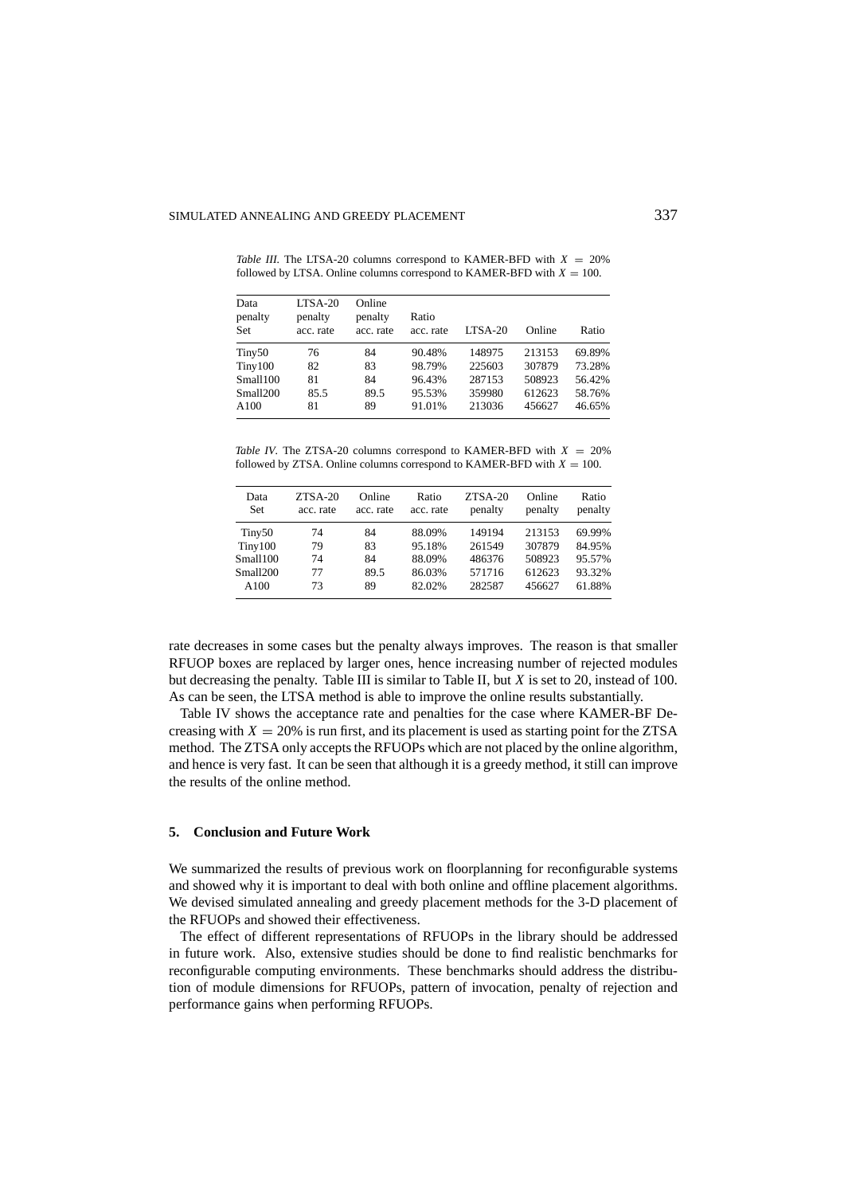*Table III.* The LTSA-20 columns correspond to KAMER-BFD with $X = 20\%$ followed by LTSA. Online columns correspond to KAMER-BFD with $X = 100$.

| Data penalty Set | LTSA-20 penalty acc. rate | Online penalty acc. rate | Ratio acc. rate | LTSA-20 | Online | Ratio |
|---|---|---|---|---|---|---|
| Tiny50 | 76 | 84 | 90.48% | 148975 | 213153 | 69.89% |
| Tiny100 | 82 | 83 | 98.79% | 225603 | 307879 | 73.28% |
| Small100 | 81 | 84 | 96.43% | 287153 | 508923 | 56.42% |
| Small200 | 85.5 | 89.5 | 95.53% | 359980 | 612623 | 58.76% |
| A100 | 81 | 89 | 91.01% | 213036 | 456627 | 46.65% |

*Table IV.* The ZTSA-20 columns correspond to KAMER-BFD with $X = 20\%$ followed by ZTSA. Online columns correspond to KAMER-BFD with $X = 100$.

| Data Set | ZTSA-20 acc. rate | Online acc. rate | Ratio acc. rate | ZTSA-20 penalty | Online penalty | Ratio penalty |
|---|---|---|---|---|---|---|
| Tiny50 | 74 | 84 | 88.09% | 149194 | 213153 | 69.99% |
| Tiny100 | 79 | 83 | 95.18% | 261549 | 307879 | 84.95% |
| Small100 | 74 | 84 | 88.09% | 486376 | 508923 | 95.57% |
| Small200 | 77 | 89.5 | 86.03% | 571716 | 612623 | 93.32% |
| A100 | 73 | 89 | 82.02% | 282587 | 456627 | 61.88% |

rate decreases in some cases but the penalty always improves. The reason is that smaller RFUOP boxes are replaced by larger ones, hence increasing number of rejected modules but decreasing the penalty. Table III is similar to Table II, but $X$ is set to 20, instead of 100. As can be seen, the LTSA method is able to improve the online results substantially.

Table IV shows the acceptance rate and penalties for the case where KAMER-BF Decreasing with $X = 20\%$ is run first, and its placement is used as starting point for the ZTSA method. The ZTSA only accepts the RFUOPs which are not placed by the online algorithm, and hence is very fast. It can be seen that although it is a greedy method, it still can improve the results of the online method.

## 5. Conclusion and Future Work

We summarized the results of previous work on floorplanning for reconfigurable systems and showed why it is important to deal with both online and offline placement algorithms. We devised simulated annealing and greedy placement methods for the 3-D placement of the RFUOPs and showed their effectiveness.

The effect of different representations of RFUOPs in the library should be addressed in future work. Also, extensive studies should be done to find realistic benchmarks for reconfigurable computing environments. These benchmarks should address the distribution of module dimensions for RFUOPs, pattern of invocation, penalty of rejection and performance gains when performing RFUOPs.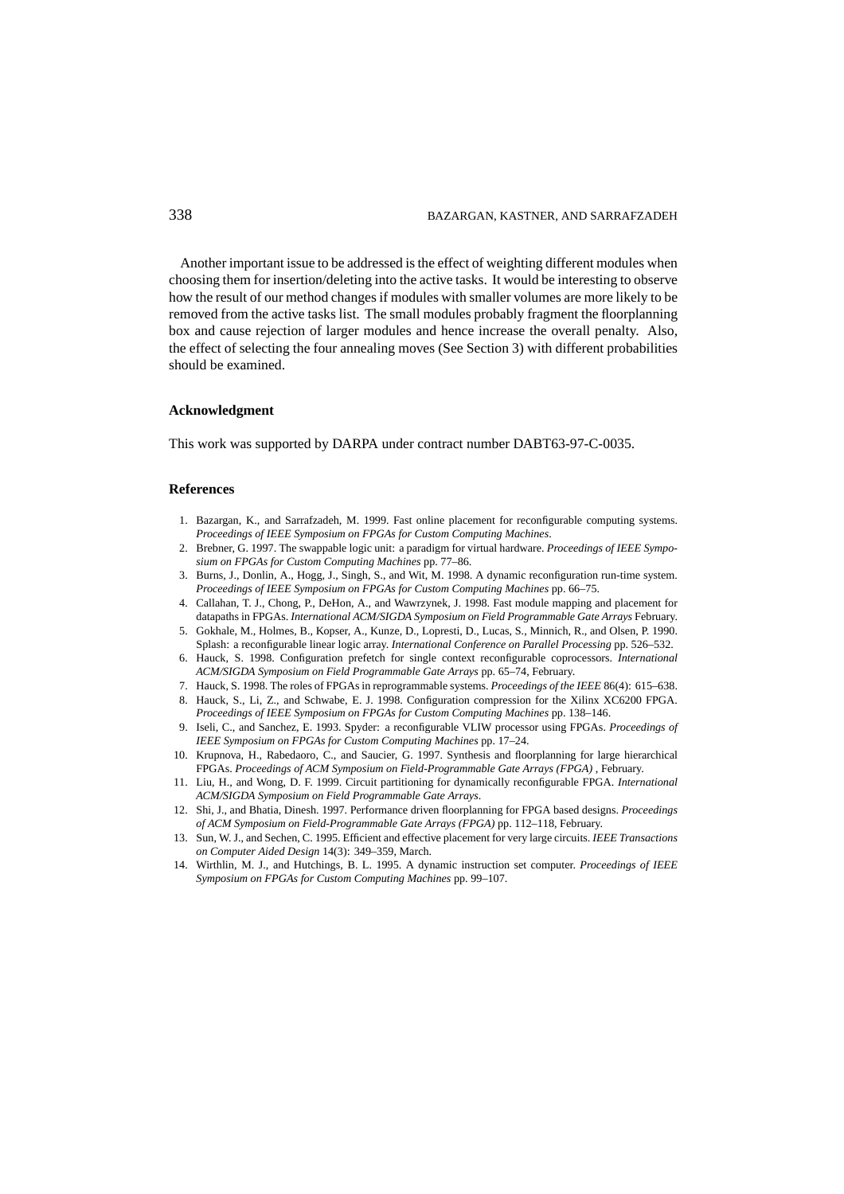Another important issue to be addressed is the effect of weighting different modules when choosing them for insertion/deleting into the active tasks. It would be interesting to observe how the result of our method changes if modules with smaller volumes are more likely to be removed from the active tasks list. The small modules probably fragment the floorplanning box and cause rejection of larger modules and hence increase the overall penalty. Also, the effect of selecting the four annealing moves (See Section 3) with different probabilities should be examined.

## Acknowledgment

This work was supported by DARPA under contract number DABT63-97-C-0035.

## References

1. Bazargan, K., and Sarrafzadeh, M. 1999. Fast online placement for reconfigurable computing systems. *Proceedings of IEEE Symposium on FPGAs for Custom Computing Machines*.
2. Brebner, G. 1997. The swappable logic unit: a paradigm for virtual hardware. *Proceedings of IEEE Symposium on FPGAs for Custom Computing Machines* pp. 77–86.
3. Burns, J., Donlin, A., Hogg, J., Singh, S., and Wit, M. 1998. A dynamic reconfiguration run-time system. *Proceedings of IEEE Symposium on FPGAs for Custom Computing Machines* pp. 66–75.
4. Callahan, T. J., Chong, P., DeHon, A., and Wawrzynek, J. 1998. Fast module mapping and placement for datapaths in FPGAs. *International ACM/SIGDA Symposium on Field Programmable Gate Arrays* February.
5. Gokhale, M., Holmes, B., Kopser, A., Kunze, D., Lopresti, D., Lucas, S., Minnich, R., and Olsen, P. 1990. Splash: a reconfigurable linear logic array. *International Conference on Parallel Processing* pp. 526–532.
6. Hauck, S. 1998. Configuration prefetch for single context reconfigurable coprocessors. *International ACM/SIGDA Symposium on Field Programmable Gate Arrays* pp. 65–74, February.
7. Hauck, S. 1998. The roles of FPGAs in reprogrammable systems. *Proceedings of the IEEE* 86(4): 615–638.
8. Hauck, S., Li, Z., and Schwabe, E. J. 1998. Configuration compression for the Xilinx XC6200 FPGA. *Proceedings of IEEE Symposium on FPGAs for Custom Computing Machines* pp. 138–146.
9. Iseli, C., and Sanchez, E. 1993. Spyder: a reconfigurable VLIW processor using FPGAs. *Proceedings of IEEE Symposium on FPGAs for Custom Computing Machines* pp. 17–24.
10. Krupnova, H., Rabedaoro, C., and Saucier, G. 1997. Synthesis and floorplanning for large hierarchical FPGAs. *Proceedings of ACM Symposium on Field-Programmable Gate Arrays (FPGA)* , February.
11. Liu, H., and Wong, D. F. 1999. Circuit partitioning for dynamically reconfigurable FPGA. *International ACM/SIGDA Symposium on Field Programmable Gate Arrays*.
12. Shi, J., and Bhatia, Dinesh. 1997. Performance driven floorplanning for FPGA based designs. *Proceedings of ACM Symposium on Field-Programmable Gate Arrays (FPGA)* pp. 112–118, February.
13. Sun, W. J., and Sechen, C. 1995. Efficient and effective placement for very large circuits. *IEEE Transactions on Computer Aided Design* 14(3): 349–359, March.
14. Wirthlin, M. J., and Hutchings, B. L. 1995. A dynamic instruction set computer. *Proceedings of IEEE Symposium on FPGAs for Custom Computing Machines* pp. 99–107.